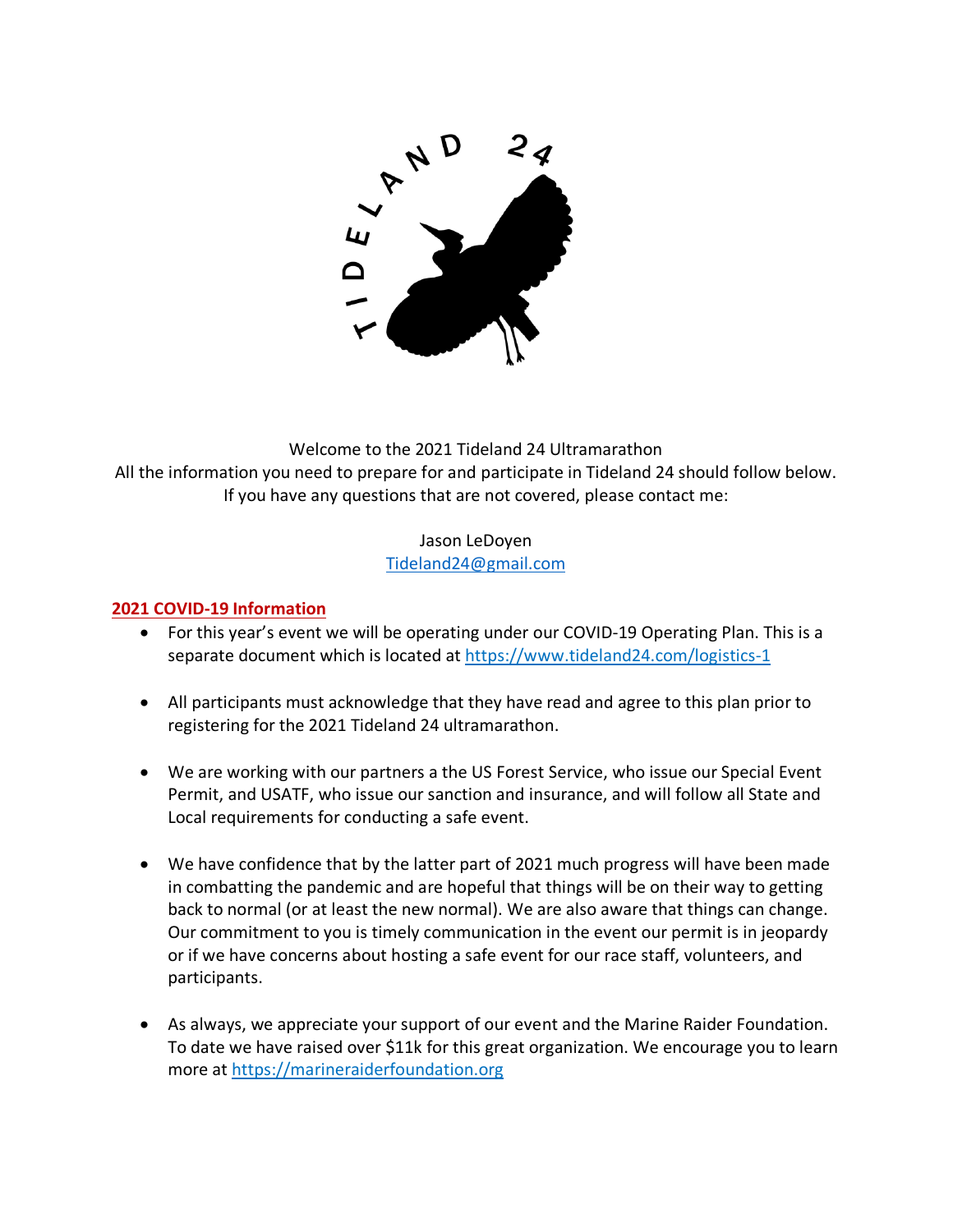Welcome to the 2021 Tideland 24 Ultramarathon

All the information you need to prepare for and participate in Tideland 24 should follow below. If you have any questions that are not covered, please contact me:

Jason LeDoyen
[Tideland24@gmail.com](mailto:Tideland24@gmail.com)

## 2021 COVID-19 Information

- For this year's event we will be operating under our COVID-19 Operating Plan. This is a separate document which is located at [https://www.tideland24.com/logistics-1](https://www.tideland24.com/logistics-1)

- All participants must acknowledge that they have read and agree to this plan prior to registering for the 2021 Tideland 24 ultramarathon.

- We are working with our partners a the US Forest Service, who issue our Special Event Permit, and USATF, who issue our sanction and insurance, and will follow all State and Local requirements for conducting a safe event.

- We have confidence that by the latter part of 2021 much progress will have been made in combatting the pandemic and are hopeful that things will be on their way to getting back to normal (or at least the new normal). We are also aware that things can change. Our commitment to you is timely communication in the event our permit is in jeopardy or if we have concerns about hosting a safe event for our race staff, volunteers, and participants.

- As always, we appreciate your support of our event and the Marine Raider Foundation. To date we have raised over $11k for this great organization. We encourage you to learn more at [https://marineraiderfoundation.org](https://marineraiderfoundation.org)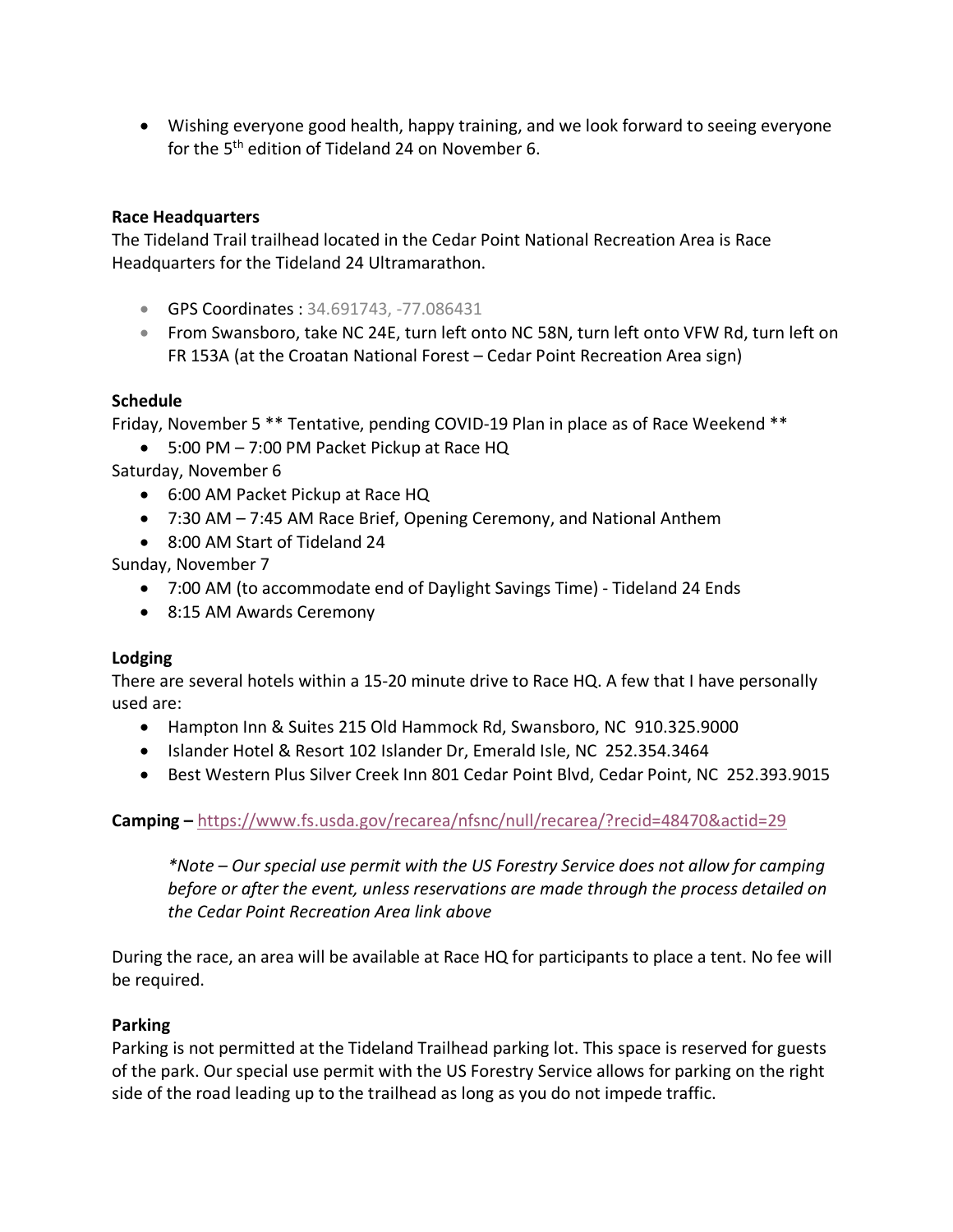- Wishing everyone good health, happy training, and we look forward to seeing everyone for the 5th edition of Tideland 24 on November 6.

**Race Headquarters**

The Tideland Trail trailhead located in the Cedar Point National Recreation Area is Race Headquarters for the Tideland 24 Ultramarathon.

- GPS Coordinates : 34.691743, -77.086431
- From Swansboro, take NC 24E, turn left onto NC 58N, turn left onto VFW Rd, turn left on FR 153A (at the Croatan National Forest – Cedar Point Recreation Area sign)

**Schedule**

Friday, November 5 ** Tentative, pending COVID-19 Plan in place as of Race Weekend **

- 5:00 PM – 7:00 PM Packet Pickup at Race HQ

Saturday, November 6

- 6:00 AM Packet Pickup at Race HQ
- 7:30 AM – 7:45 AM Race Brief, Opening Ceremony, and National Anthem
- 8:00 AM Start of Tideland 24

Sunday, November 7

- 7:00 AM (to accommodate end of Daylight Savings Time) - Tideland 24 Ends
- 8:15 AM Awards Ceremony

**Lodging**

There are several hotels within a 15-20 minute drive to Race HQ. A few that I have personally used are:

- Hampton Inn & Suites 215 Old Hammock Rd, Swansboro, NC 910.325.9000
- Islander Hotel & Resort 102 Islander Dr, Emerald Isle, NC 252.354.3464
- Best Western Plus Silver Creek Inn 801 Cedar Point Blvd, Cedar Point, NC 252.393.9015

**Camping –** https://www.fs.usda.gov/recarea/nfsnc/null/recarea/?recid=48470&actid=29

> *\*Note – Our special use permit with the US Forestry Service does not allow for camping before or after the event, unless reservations are made through the process detailed on the Cedar Point Recreation Area link above*

During the race, an area will be available at Race HQ for participants to place a tent. No fee will be required.

**Parking**

Parking is not permitted at the Tideland Trailhead parking lot. This space is reserved for guests of the park. Our special use permit with the US Forestry Service allows for parking on the right side of the road leading up to the trailhead as long as you do not impede traffic.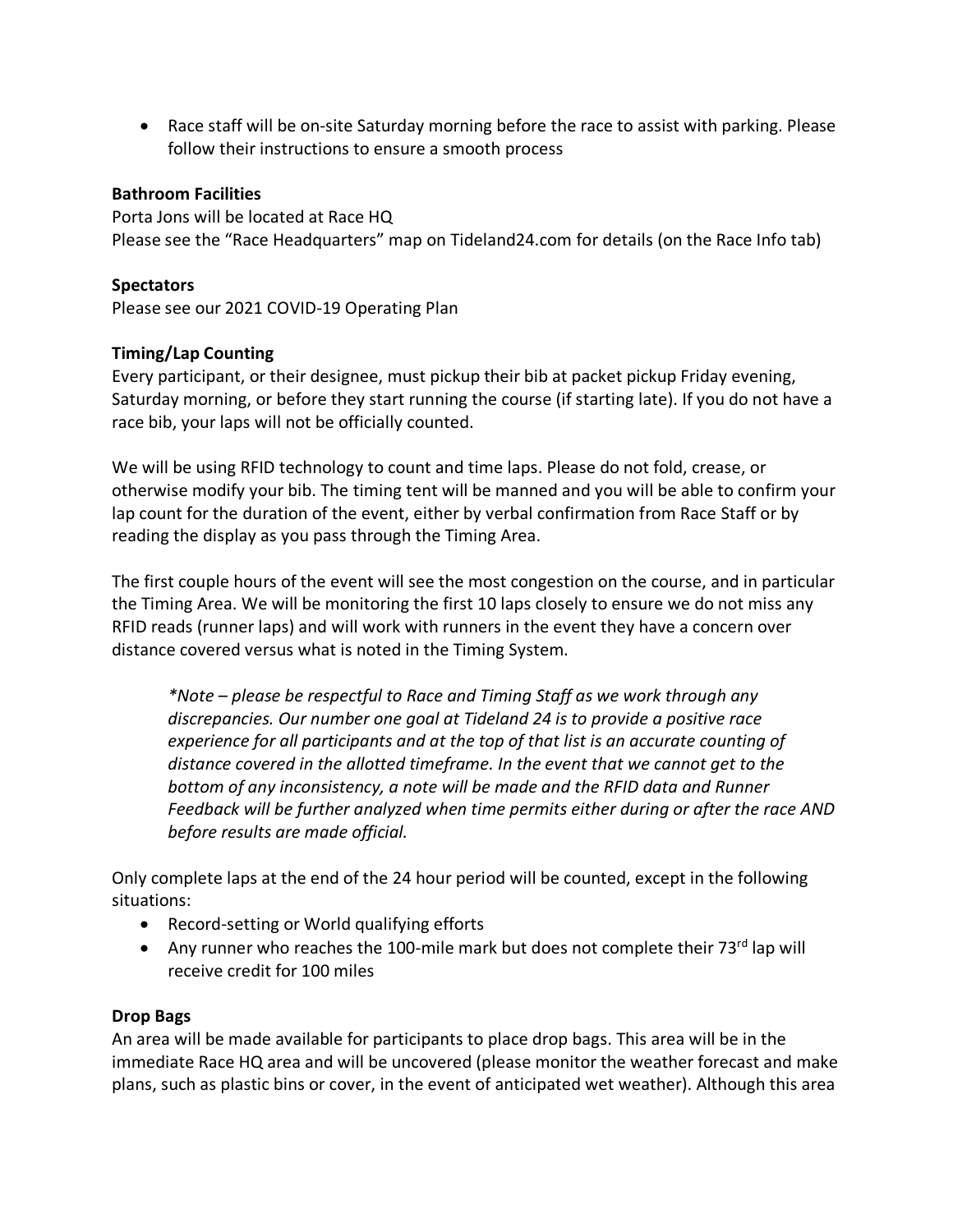- Race staff will be on-site Saturday morning before the race to assist with parking. Please follow their instructions to ensure a smooth process

**Bathroom Facilities**

Porta Jons will be located at Race HQ
Please see the "Race Headquarters" map on Tideland24.com for details (on the Race Info tab)

**Spectators**

Please see our 2021 COVID-19 Operating Plan

**Timing/Lap Counting**

Every participant, or their designee, must pickup their bib at packet pickup Friday evening, Saturday morning, or before they start running the course (if starting late). If you do not have a race bib, your laps will not be officially counted.

We will be using RFID technology to count and time laps. Please do not fold, crease, or otherwise modify your bib. The timing tent will be manned and you will be able to confirm your lap count for the duration of the event, either by verbal confirmation from Race Staff or by reading the display as you pass through the Timing Area.

The first couple hours of the event will see the most congestion on the course, and in particular the Timing Area. We will be monitoring the first 10 laps closely to ensure we do not miss any RFID reads (runner laps) and will work with runners in the event they have a concern over distance covered versus what is noted in the Timing System.

> *\*Note – please be respectful to Race and Timing Staff as we work through any discrepancies. Our number one goal at Tideland 24 is to provide a positive race experience for all participants and at the top of that list is an accurate counting of distance covered in the allotted timeframe. In the event that we cannot get to the bottom of any inconsistency, a note will be made and the RFID data and Runner Feedback will be further analyzed when time permits either during or after the race AND before results are made official.*

Only complete laps at the end of the 24 hour period will be counted, except in the following situations:

- Record-setting or World qualifying efforts
- Any runner who reaches the 100-mile mark but does not complete their 73rd lap will receive credit for 100 miles

**Drop Bags**

An area will be made available for participants to place drop bags. This area will be in the immediate Race HQ area and will be uncovered (please monitor the weather forecast and make plans, such as plastic bins or cover, in the event of anticipated wet weather). Although this area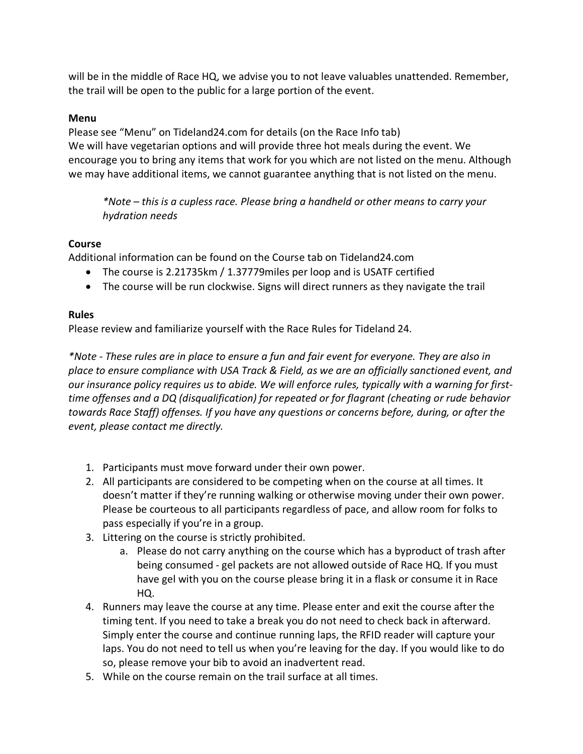will be in the middle of Race HQ, we advise you to not leave valuables unattended. Remember, the trail will be open to the public for a large portion of the event.

**Menu**

Please see "Menu" on Tideland24.com for details (on the Race Info tab)
We will have vegetarian options and will provide three hot meals during the event. We encourage you to bring any items that work for you which are not listed on the menu. Although we may have additional items, we cannot guarantee anything that is not listed on the menu.

> *\*Note – this is a cupless race. Please bring a handheld or other means to carry your hydration needs*

**Course**

Additional information can be found on the Course tab on Tideland24.com

- The course is 2.21735km / 1.37779miles per loop and is USATF certified
- The course will be run clockwise. Signs will direct runners as they navigate the trail

**Rules**

Please review and familiarize yourself with the Race Rules for Tideland 24.

*\*Note - These rules are in place to ensure a fun and fair event for everyone. They are also in place to ensure compliance with USA Track & Field, as we are an officially sanctioned event, and our insurance policy requires us to abide. We will enforce rules, typically with a warning for first-time offenses and a DQ (disqualification) for repeated or for flagrant (cheating or rude behavior towards Race Staff) offenses. If you have any questions or concerns before, during, or after the event, please contact me directly.*

1. Participants must move forward under their own power.
2. All participants are considered to be competing when on the course at all times. It doesn't matter if they're running walking or otherwise moving under their own power. Please be courteous to all participants regardless of pace, and allow room for folks to pass especially if you're in a group.
3. Littering on the course is strictly prohibited.
    a. Please do not carry anything on the course which has a byproduct of trash after being consumed - gel packets are not allowed outside of Race HQ. If you must have gel with you on the course please bring it in a flask or consume it in Race HQ.
4. Runners may leave the course at any time. Please enter and exit the course after the timing tent. If you need to take a break you do not need to check back in afterward. Simply enter the course and continue running laps, the RFID reader will capture your laps. You do not need to tell us when you're leaving for the day. If you would like to do so, please remove your bib to avoid an inadvertent read.
5. While on the course remain on the trail surface at all times.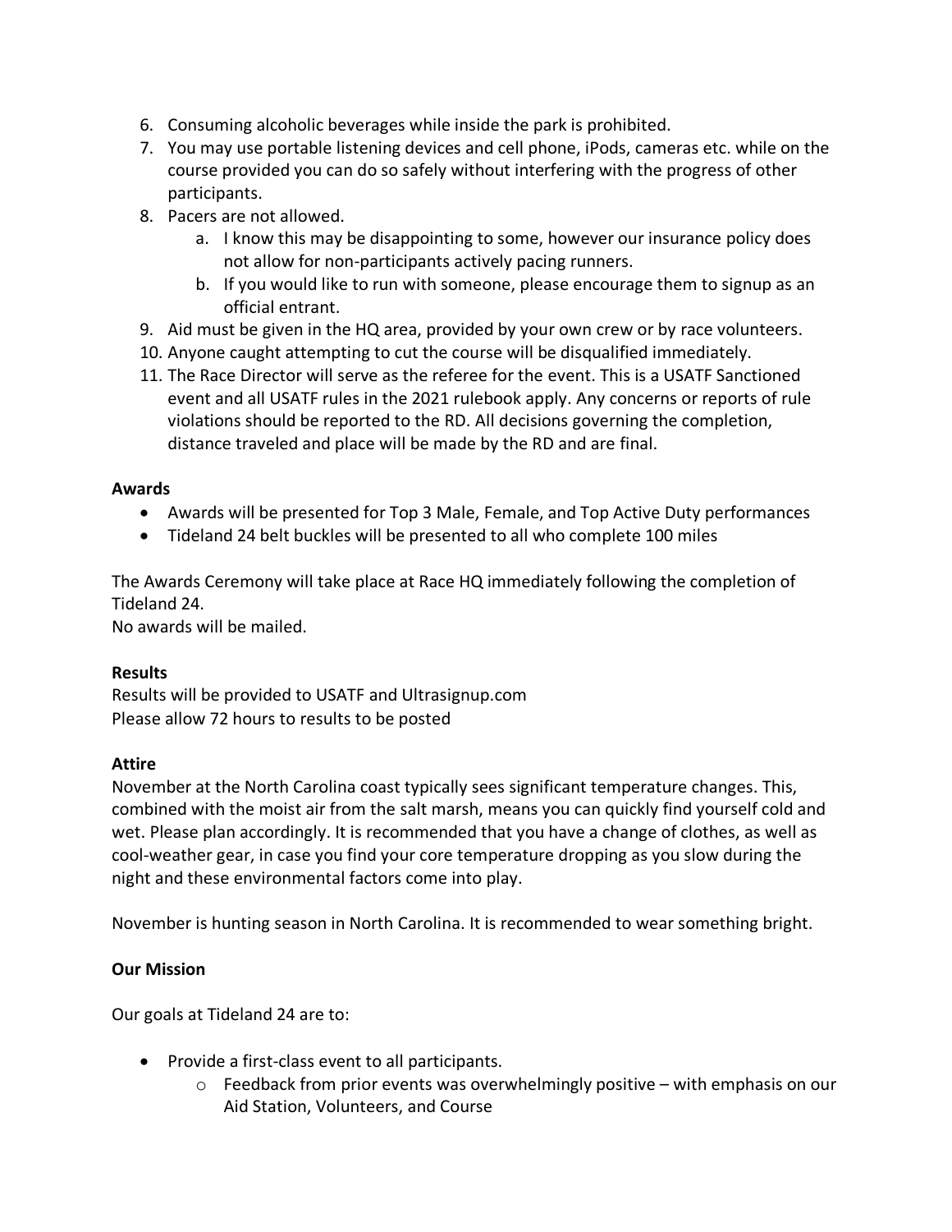6. Consuming alcoholic beverages while inside the park is prohibited.
7. You may use portable listening devices and cell phone, iPods, cameras etc. while on the course provided you can do so safely without interfering with the progress of other participants.
8. Pacers are not allowed.
    a. I know this may be disappointing to some, however our insurance policy does not allow for non-participants actively pacing runners.
    b. If you would like to run with someone, please encourage them to signup as an official entrant.
9. Aid must be given in the HQ area, provided by your own crew or by race volunteers.
10. Anyone caught attempting to cut the course will be disqualified immediately.
11. The Race Director will serve as the referee for the event. This is a USATF Sanctioned event and all USATF rules in the 2021 rulebook apply. Any concerns or reports of rule violations should be reported to the RD. All decisions governing the completion, distance traveled and place will be made by the RD and are final.

**Awards**

- Awards will be presented for Top 3 Male, Female, and Top Active Duty performances
- Tideland 24 belt buckles will be presented to all who complete 100 miles

The Awards Ceremony will take place at Race HQ immediately following the completion of Tideland 24.
No awards will be mailed.

**Results**

Results will be provided to USATF and Ultrasignup.com
Please allow 72 hours to results to be posted

**Attire**

November at the North Carolina coast typically sees significant temperature changes. This, combined with the moist air from the salt marsh, means you can quickly find yourself cold and wet. Please plan accordingly. It is recommended that you have a change of clothes, as well as cool-weather gear, in case you find your core temperature dropping as you slow during the night and these environmental factors come into play.

November is hunting season in North Carolina. It is recommended to wear something bright.

**Our Mission**

Our goals at Tideland 24 are to:

- Provide a first-class event to all participants.
    - Feedback from prior events was overwhelmingly positive – with emphasis on our Aid Station, Volunteers, and Course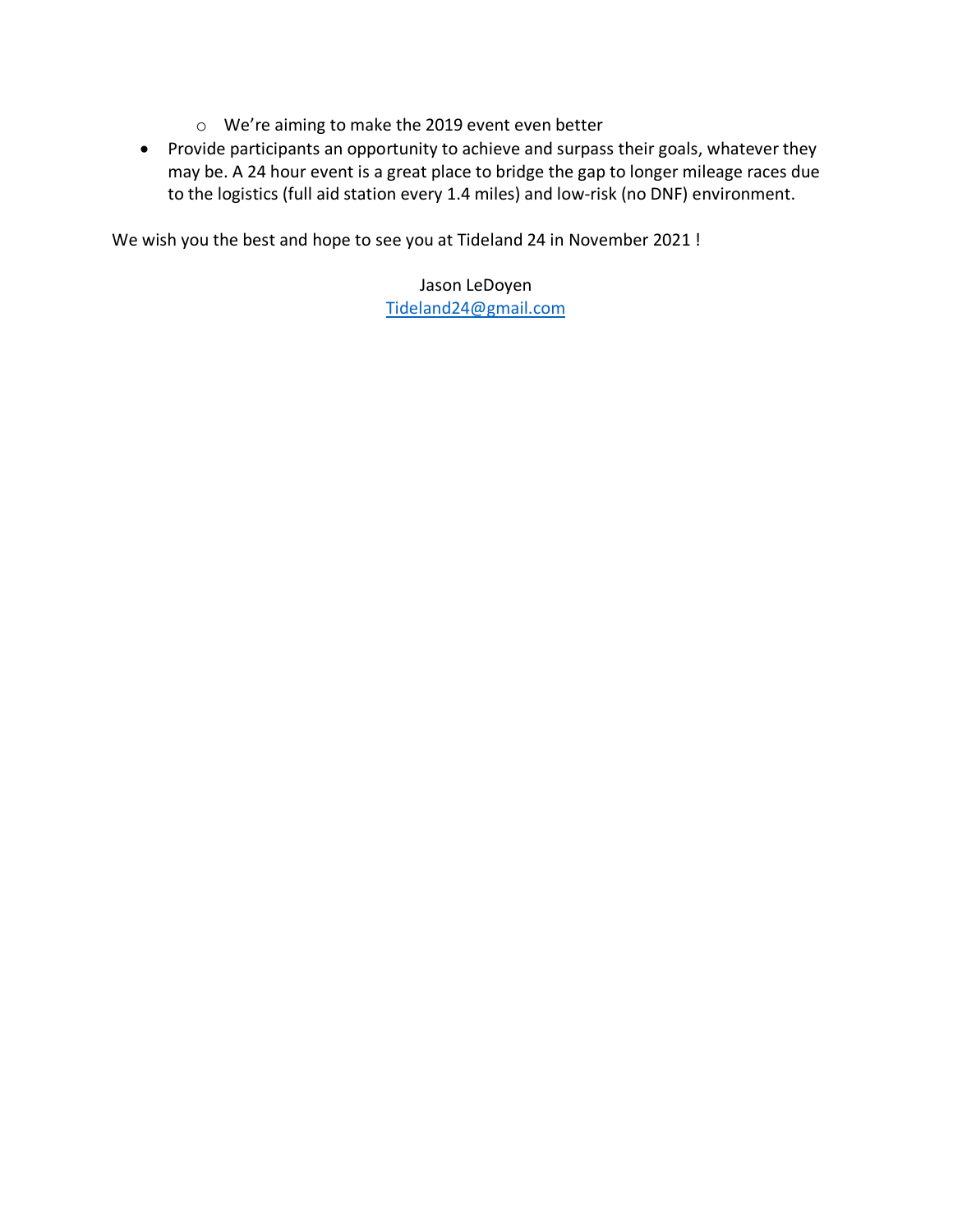- We’re aiming to make the 2019 event even better
- Provide participants an opportunity to achieve and surpass their goals, whatever they may be. A 24 hour event is a great place to bridge the gap to longer mileage races due to the logistics (full aid station every 1.4 miles) and low-risk (no DNF) environment.

We wish you the best and hope to see you at Tideland 24 in November 2021 !

Jason LeDoyen
Tideland24@gmail.com